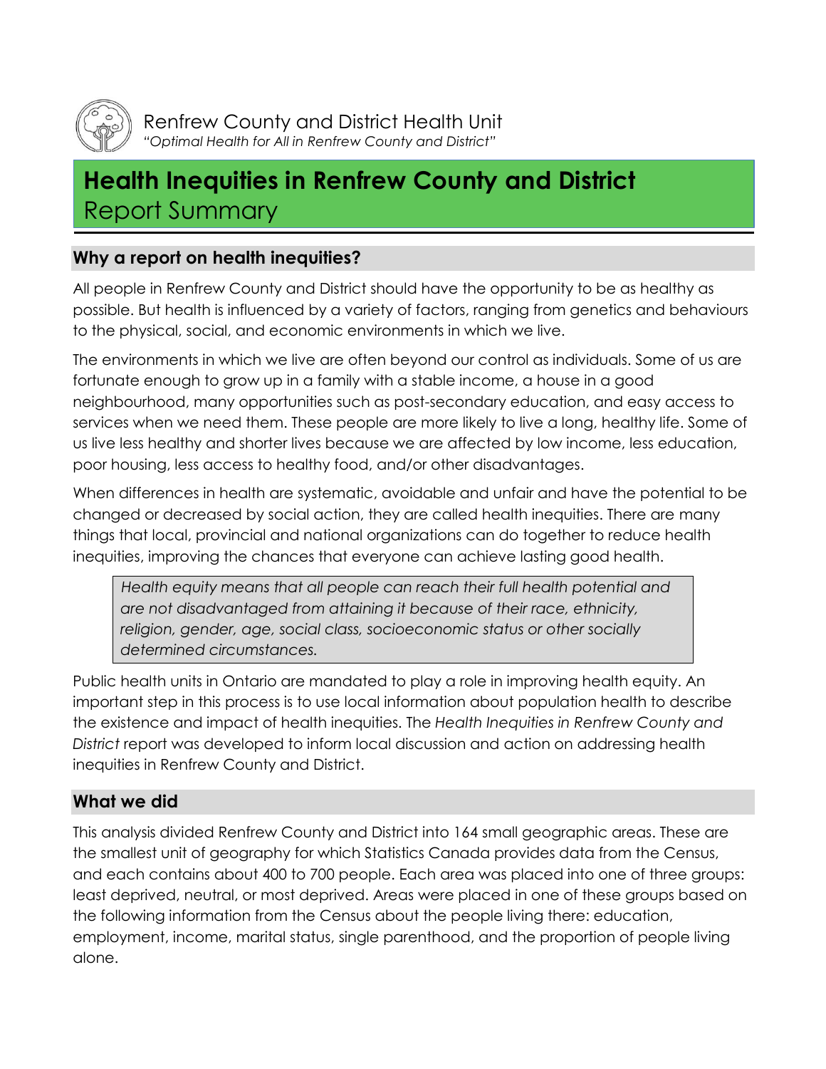Renfrew County and District Health Unit

*"Optimal Health for All in Renfrew County and District"*

# Health Inequities in Renfrew County and District

Report Summary

## Why a report on health inequities?

All people in Renfrew County and District should have the opportunity to be as healthy as possible. But health is influenced by a variety of factors, ranging from genetics and behaviours to the physical, social, and economic environments in which we live.

The environments in which we live are often beyond our control as individuals. Some of us are fortunate enough to grow up in a family with a stable income, a house in a good neighbourhood, many opportunities such as post-secondary education, and easy access to services when we need them. These people are more likely to live a long, healthy life. Some of us live less healthy and shorter lives because we are affected by low income, less education, poor housing, less access to healthy food, and/or other disadvantages.

When differences in health are systematic, avoidable and unfair and have the potential to be changed or decreased by social action, they are called health inequities. There are many things that local, provincial and national organizations can do together to reduce health inequities, improving the chances that everyone can achieve lasting good health.

> *Health equity means that all people can reach their full health potential and are not disadvantaged from attaining it because of their race, ethnicity, religion, gender, age, social class, socioeconomic status or other socially determined circumstances.*

Public health units in Ontario are mandated to play a role in improving health equity. An important step in this process is to use local information about population health to describe the existence and impact of health inequities. The *Health Inequities in Renfrew County and District* report was developed to inform local discussion and action on addressing health inequities in Renfrew County and District.

## What we did

This analysis divided Renfrew County and District into 164 small geographic areas. These are the smallest unit of geography for which Statistics Canada provides data from the Census, and each contains about 400 to 700 people. Each area was placed into one of three groups: least deprived, neutral, or most deprived. Areas were placed in one of these groups based on the following information from the Census about the people living there: education, employment, income, marital status, single parenthood, and the proportion of people living alone.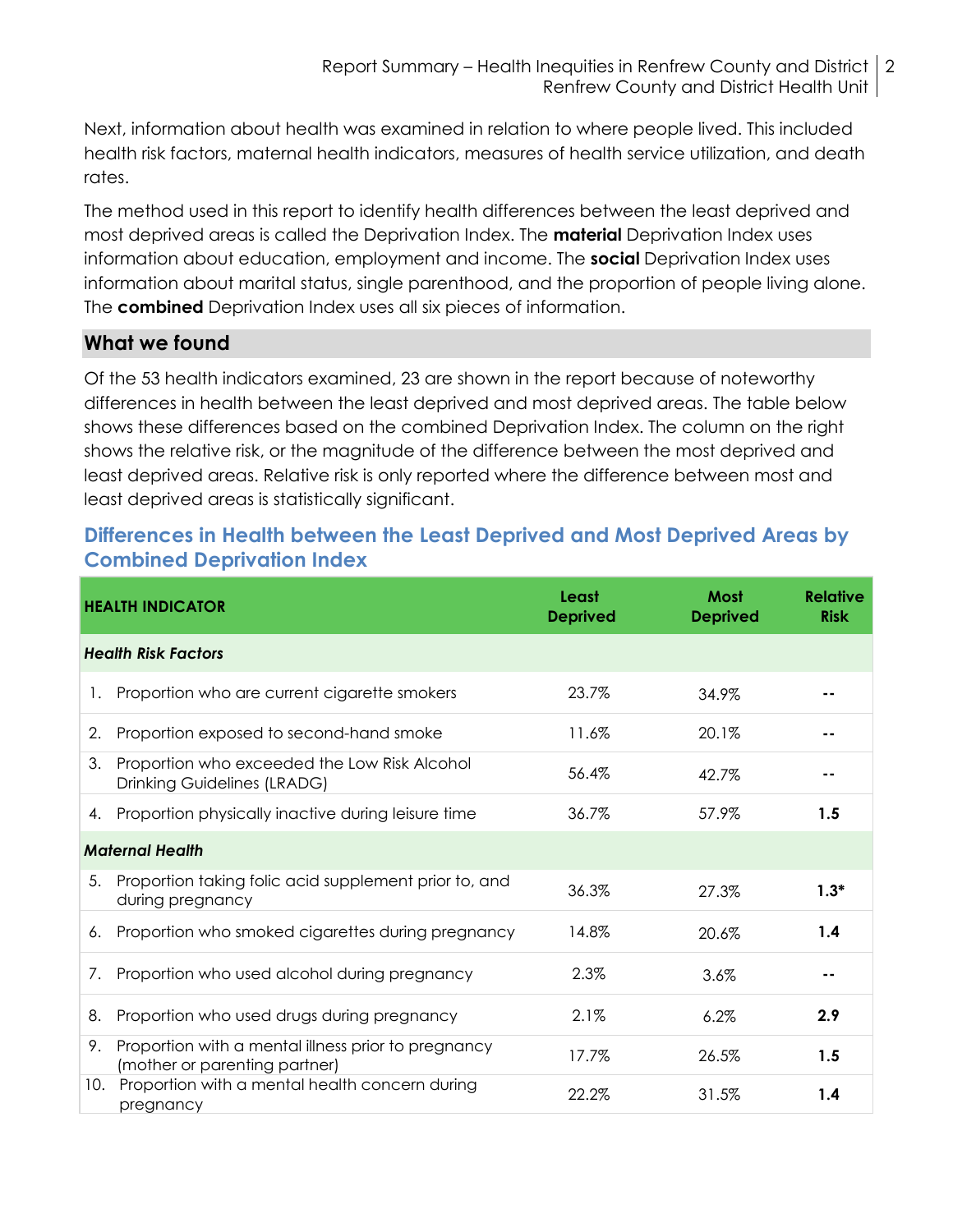Next, information about health was examined in relation to where people lived. This included health risk factors, maternal health indicators, measures of health service utilization, and death rates.

The method used in this report to identify health differences between the least deprived and most deprived areas is called the Deprivation Index. The **material** Deprivation Index uses information about education, employment and income. The **social** Deprivation Index uses information about marital status, single parenthood, and the proportion of people living alone. The **combined** Deprivation Index uses all six pieces of information.

## What we found

Of the 53 health indicators examined, 23 are shown in the report because of noteworthy differences in health between the least deprived and most deprived areas. The table below shows these differences based on the combined Deprivation Index. The column on the right shows the relative risk, or the magnitude of the difference between the most deprived and least deprived areas. Relative risk is only reported where the difference between most and least deprived areas is statistically significant.

### Differences in Health between the Least Deprived and Most Deprived Areas by Combined Deprivation Index

| HEALTH INDICATOR | Least Deprived | Most Deprived | Relative Risk |
|---|---|---|---|
| ***Health Risk Factors*** | | | |
| 1. Proportion who are current cigarette smokers | 23.7% | 34.9% | -- |
| 2. Proportion exposed to second-hand smoke | 11.6% | 20.1% | -- |
| 3. Proportion who exceeded the Low Risk Alcohol Drinking Guidelines (LRADG) | 56.4% | 42.7% | -- |
| 4. Proportion physically inactive during leisure time | 36.7% | 57.9% | **1.5** |
| ***Maternal Health*** | | | |
| 5. Proportion taking folic acid supplement prior to, and during pregnancy | 36.3% | 27.3% | **1.3*** |
| 6. Proportion who smoked cigarettes during pregnancy | 14.8% | 20.6% | **1.4** |
| 7. Proportion who used alcohol during pregnancy | 2.3% | 3.6% | -- |
| 8. Proportion who used drugs during pregnancy | 2.1% | 6.2% | **2.9** |
| 9. Proportion with a mental illness prior to pregnancy (mother or parenting partner) | 17.7% | 26.5% | **1.5** |
| 10. Proportion with a mental health concern during pregnancy | 22.2% | 31.5% | **1.4** |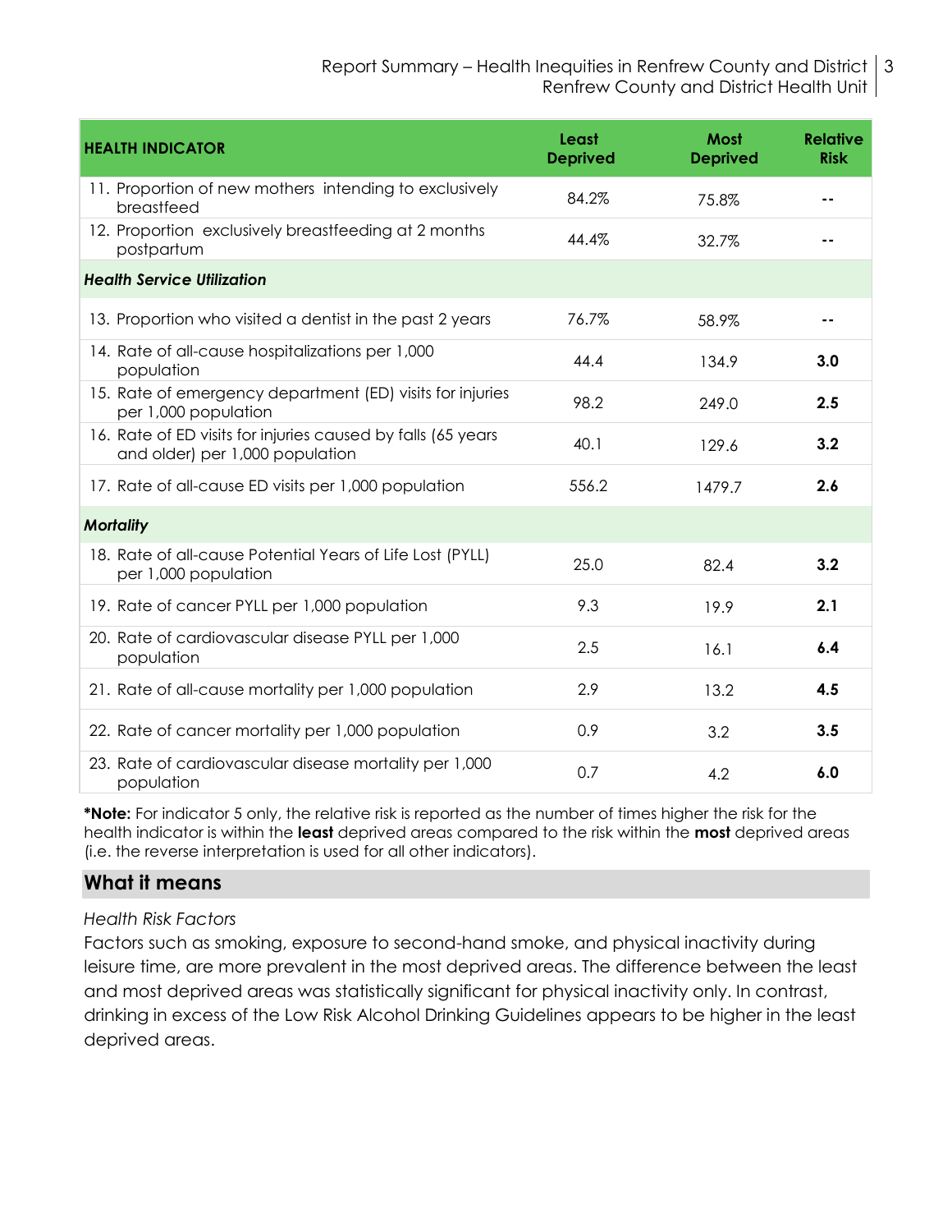| HEALTH INDICATOR | Least Deprived | Most Deprived | Relative Risk |
|---|---|---|---|
| 11. Proportion of new mothers intending to exclusively breastfeed | 84.2% | 75.8% | -- |
| 12. Proportion exclusively breastfeeding at 2 months postpartum | 44.4% | 32.7% | -- |
| ***Health Service Utilization*** | | | |
| 13. Proportion who visited a dentist in the past 2 years | 76.7% | 58.9% | -- |
| 14. Rate of all-cause hospitalizations per 1,000 population | 44.4 | 134.9 | **3.0** |
| 15. Rate of emergency department (ED) visits for injuries per 1,000 population | 98.2 | 249.0 | **2.5** |
| 16. Rate of ED visits for injuries caused by falls (65 years and older) per 1,000 population | 40.1 | 129.6 | **3.2** |
| 17. Rate of all-cause ED visits per 1,000 population | 556.2 | 1479.7 | **2.6** |
| ***Mortality*** | | | |
| 18. Rate of all-cause Potential Years of Life Lost (PYLL) per 1,000 population | 25.0 | 82.4 | **3.2** |
| 19. Rate of cancer PYLL per 1,000 population | 9.3 | 19.9 | **2.1** |
| 20. Rate of cardiovascular disease PYLL per 1,000 population | 2.5 | 16.1 | **6.4** |
| 21. Rate of all-cause mortality per 1,000 population | 2.9 | 13.2 | **4.5** |
| 22. Rate of cancer mortality per 1,000 population | 0.9 | 3.2 | **3.5** |
| 23. Rate of cardiovascular disease mortality per 1,000 population | 0.7 | 4.2 | **6.0** |

***Note:** For indicator 5 only, the relative risk is reported as the number of times higher the risk for the health indicator is within the **least** deprived areas compared to the risk within the **most** deprived areas (i.e. the reverse interpretation is used for all other indicators).

## What it means

*Health Risk Factors*

Factors such as smoking, exposure to second-hand smoke, and physical inactivity during leisure time, are more prevalent in the most deprived areas. The difference between the least and most deprived areas was statistically significant for physical inactivity only. In contrast, drinking in excess of the Low Risk Alcohol Drinking Guidelines appears to be higher in the least deprived areas.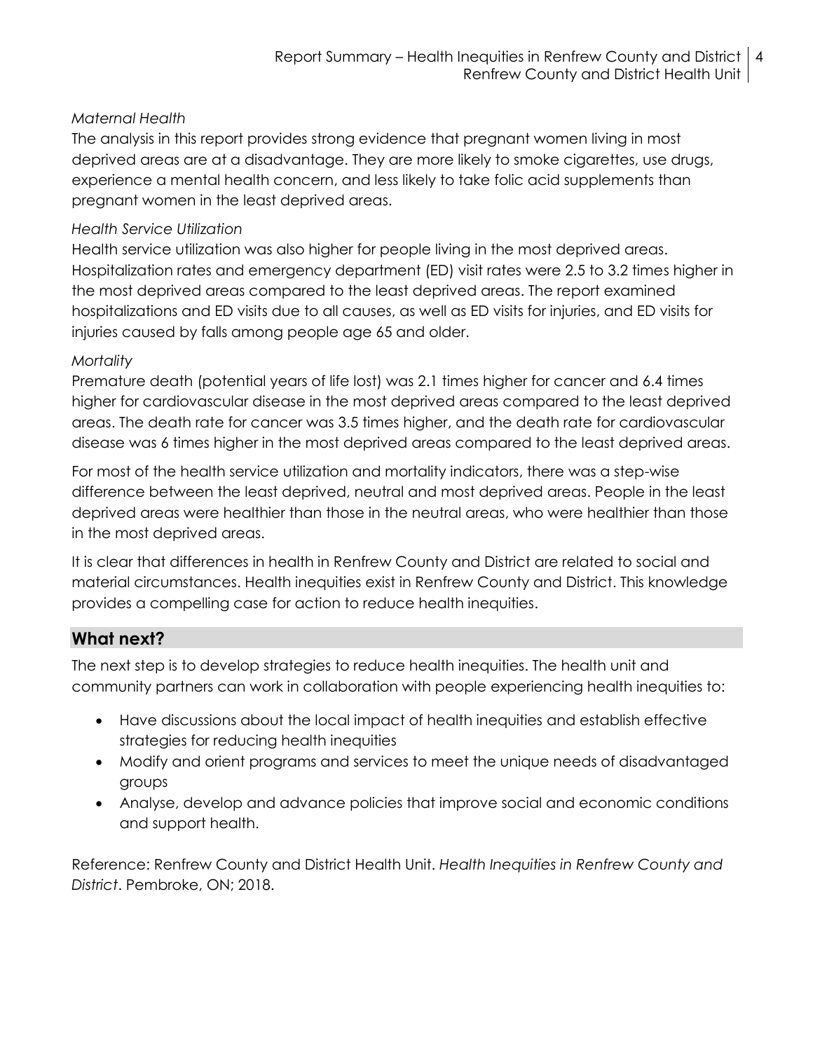*Maternal Health*

The analysis in this report provides strong evidence that pregnant women living in most deprived areas are at a disadvantage. They are more likely to smoke cigarettes, use drugs, experience a mental health concern, and less likely to take folic acid supplements than pregnant women in the least deprived areas.

*Health Service Utilization*

Health service utilization was also higher for people living in the most deprived areas. Hospitalization rates and emergency department (ED) visit rates were 2.5 to 3.2 times higher in the most deprived areas compared to the least deprived areas. The report examined hospitalizations and ED visits due to all causes, as well as ED visits for injuries, and ED visits for injuries caused by falls among people age 65 and older.

*Mortality*

Premature death (potential years of life lost) was 2.1 times higher for cancer and 6.4 times higher for cardiovascular disease in the most deprived areas compared to the least deprived areas. The death rate for cancer was 3.5 times higher, and the death rate for cardiovascular disease was 6 times higher in the most deprived areas compared to the least deprived areas.

For most of the health service utilization and mortality indicators, there was a step-wise difference between the least deprived, neutral and most deprived areas. People in the least deprived areas were healthier than those in the neutral areas, who were healthier than those in the most deprived areas.

It is clear that differences in health in Renfrew County and District are related to social and material circumstances. Health inequities exist in Renfrew County and District. This knowledge provides a compelling case for action to reduce health inequities.

## What next?

The next step is to develop strategies to reduce health inequities. The health unit and community partners can work in collaboration with people experiencing health inequities to:

- Have discussions about the local impact of health inequities and establish effective strategies for reducing health inequities
- Modify and orient programs and services to meet the unique needs of disadvantaged groups
- Analyse, develop and advance policies that improve social and economic conditions and support health.

Reference: Renfrew County and District Health Unit. *Health Inequities in Renfrew County and District*. Pembroke, ON; 2018.